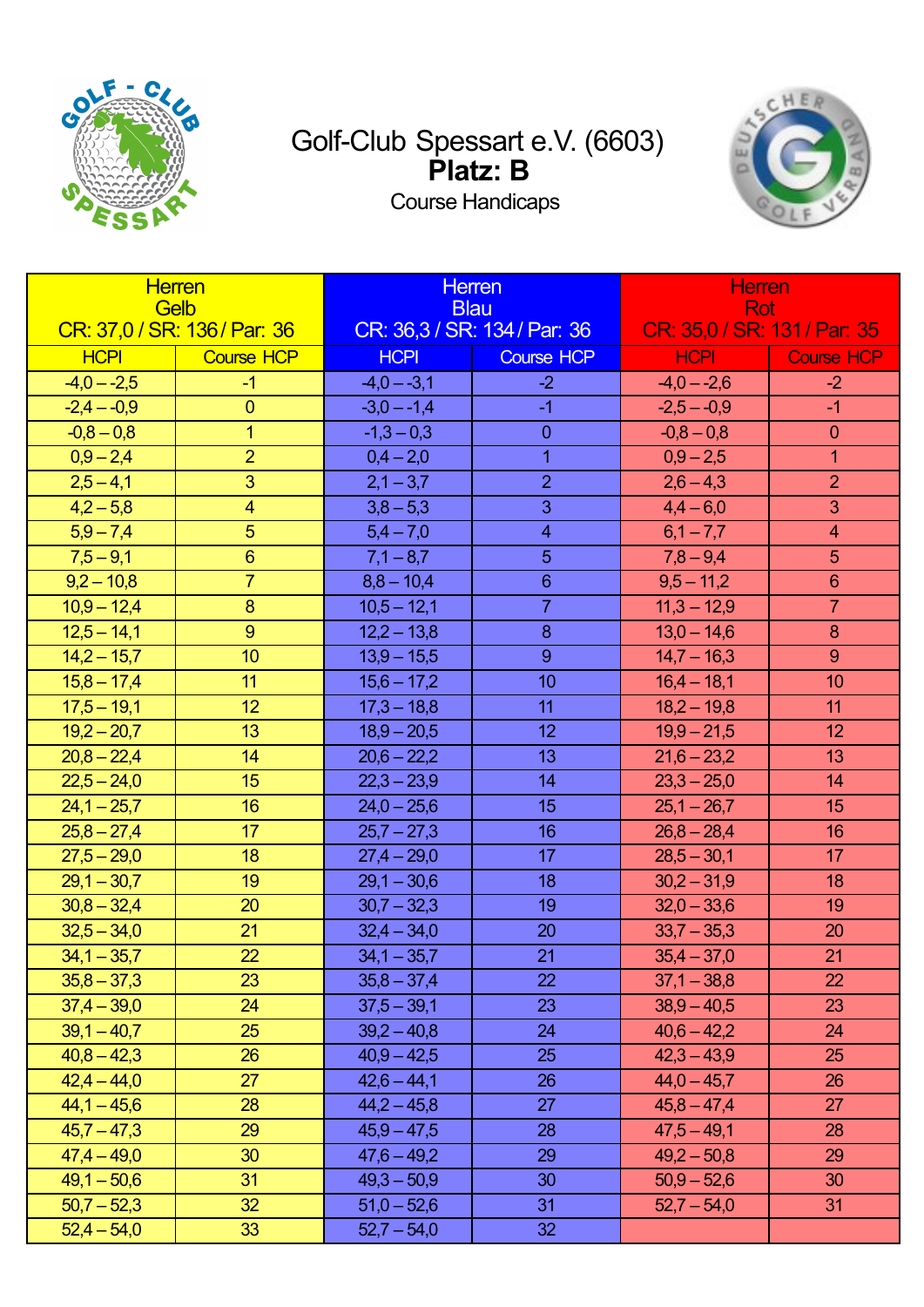# Golf-Club Spessart e.V. (6603)

## Platz: B

Course Handicaps

| Herren Gelb CR: 37,0 / SR: 136 / Par: 36 | | Herren Blau CR: 36,3 / SR: 134 / Par: 36 | | Herren Rot CR: 35,0 / SR: 131 / Par: 35 | |
|---|---|---|---|---|---|
| HCPI | Course HCP | HCPI | Course HCP | HCPI | Course HCP |
| -4,0 – -2,5 | -1 | -4,0 – -3,1 | -2 | -4,0 – -2,6 | -2 |
| -2,4 – -0,9 | 0 | -3,0 – -1,4 | -1 | -2,5 – -0,9 | -1 |
| -0,8 – 0,8 | 1 | -1,3 – 0,3 | 0 | -0,8 – 0,8 | 0 |
| 0,9 – 2,4 | 2 | 0,4 – 2,0 | 1 | 0,9 – 2,5 | 1 |
| 2,5 – 4,1 | 3 | 2,1 – 3,7 | 2 | 2,6 – 4,3 | 2 |
| 4,2 – 5,8 | 4 | 3,8 – 5,3 | 3 | 4,4 – 6,0 | 3 |
| 5,9 – 7,4 | 5 | 5,4 – 7,0 | 4 | 6,1 – 7,7 | 4 |
| 7,5 – 9,1 | 6 | 7,1 – 8,7 | 5 | 7,8 – 9,4 | 5 |
| 9,2 – 10,8 | 7 | 8,8 – 10,4 | 6 | 9,5 – 11,2 | 6 |
| 10,9 – 12,4 | 8 | 10,5 – 12,1 | 7 | 11,3 – 12,9 | 7 |
| 12,5 – 14,1 | 9 | 12,2 – 13,8 | 8 | 13,0 – 14,6 | 8 |
| 14,2 – 15,7 | 10 | 13,9 – 15,5 | 9 | 14,7 – 16,3 | 9 |
| 15,8 – 17,4 | 11 | 15,6 – 17,2 | 10 | 16,4 – 18,1 | 10 |
| 17,5 – 19,1 | 12 | 17,3 – 18,8 | 11 | 18,2 – 19,8 | 11 |
| 19,2 – 20,7 | 13 | 18,9 – 20,5 | 12 | 19,9 – 21,5 | 12 |
| 20,8 – 22,4 | 14 | 20,6 – 22,2 | 13 | 21,6 – 23,2 | 13 |
| 22,5 – 24,0 | 15 | 22,3 – 23,9 | 14 | 23,3 – 25,0 | 14 |
| 24,1 – 25,7 | 16 | 24,0 – 25,6 | 15 | 25,1 – 26,7 | 15 |
| 25,8 – 27,4 | 17 | 25,7 – 27,3 | 16 | 26,8 – 28,4 | 16 |
| 27,5 – 29,0 | 18 | 27,4 – 29,0 | 17 | 28,5 – 30,1 | 17 |
| 29,1 – 30,7 | 19 | 29,1 – 30,6 | 18 | 30,2 – 31,9 | 18 |
| 30,8 – 32,4 | 20 | 30,7 – 32,3 | 19 | 32,0 – 33,6 | 19 |
| 32,5 – 34,0 | 21 | 32,4 – 34,0 | 20 | 33,7 – 35,3 | 20 |
| 34,1 – 35,7 | 22 | 34,1 – 35,7 | 21 | 35,4 – 37,0 | 21 |
| 35,8 – 37,3 | 23 | 35,8 – 37,4 | 22 | 37,1 – 38,8 | 22 |
| 37,4 – 39,0 | 24 | 37,5 – 39,1 | 23 | 38,9 – 40,5 | 23 |
| 39,1 – 40,7 | 25 | 39,2 – 40,8 | 24 | 40,6 – 42,2 | 24 |
| 40,8 – 42,3 | 26 | 40,9 – 42,5 | 25 | 42,3 – 43,9 | 25 |
| 42,4 – 44,0 | 27 | 42,6 – 44,1 | 26 | 44,0 – 45,7 | 26 |
| 44,1 – 45,6 | 28 | 44,2 – 45,8 | 27 | 45,8 – 47,4 | 27 |
| 45,7 – 47,3 | 29 | 45,9 – 47,5 | 28 | 47,5 – 49,1 | 28 |
| 47,4 – 49,0 | 30 | 47,6 – 49,2 | 29 | 49,2 – 50,8 | 29 |
| 49,1 – 50,6 | 31 | 49,3 – 50,9 | 30 | 50,9 – 52,6 | 30 |
| 50,7 – 52,3 | 32 | 51,0 – 52,6 | 31 | 52,7 – 54,0 | 31 |
| 52,4 – 54,0 | 33 | 52,7 – 54,0 | 32 | | |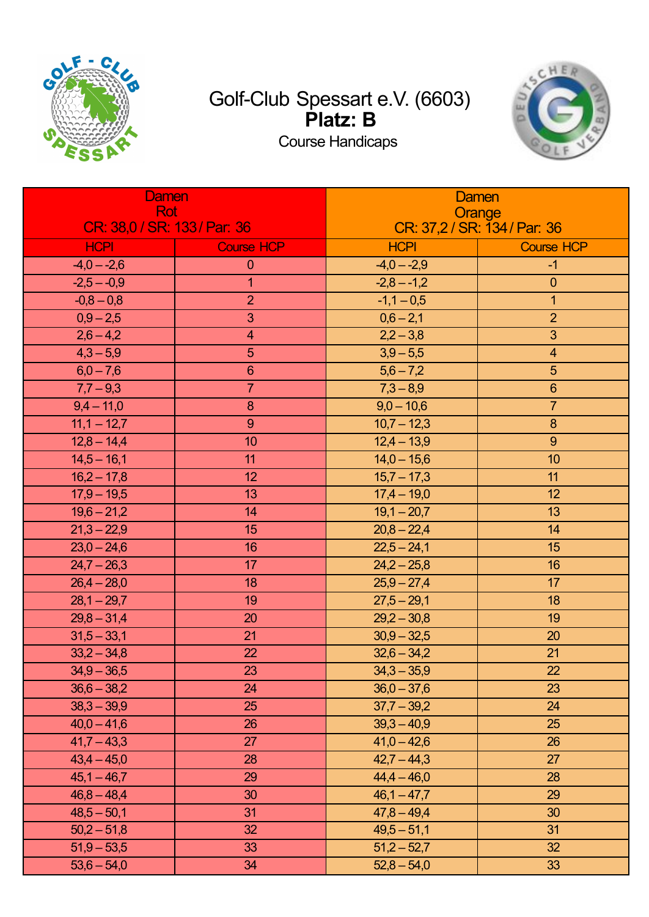# Golf-Club Spessart e.V. (6603)

## Platz: B

Course Handicaps

| Damen Rot CR: 38,0 / SR: 133 / Par: 36 | | Damen Orange CR: 37,2 / SR: 134 / Par: 36 | |
|---|---|---|---|
| HCPI | Course HCP | HCPI | Course HCP |
| -4,0 – -2,6 | 0 | -4,0 – -2,9 | -1 |
| -2,5 – -0,9 | 1 | -2,8 – -1,2 | 0 |
| -0,8 – 0,8 | 2 | -1,1 – 0,5 | 1 |
| 0,9 – 2,5 | 3 | 0,6 – 2,1 | 2 |
| 2,6 – 4,2 | 4 | 2,2 – 3,8 | 3 |
| 4,3 – 5,9 | 5 | 3,9 – 5,5 | 4 |
| 6,0 – 7,6 | 6 | 5,6 – 7,2 | 5 |
| 7,7 – 9,3 | 7 | 7,3 – 8,9 | 6 |
| 9,4 – 11,0 | 8 | 9,0 – 10,6 | 7 |
| 11,1 – 12,7 | 9 | 10,7 – 12,3 | 8 |
| 12,8 – 14,4 | 10 | 12,4 – 13,9 | 9 |
| 14,5 – 16,1 | 11 | 14,0 – 15,6 | 10 |
| 16,2 – 17,8 | 12 | 15,7 – 17,3 | 11 |
| 17,9 – 19,5 | 13 | 17,4 – 19,0 | 12 |
| 19,6 – 21,2 | 14 | 19,1 – 20,7 | 13 |
| 21,3 – 22,9 | 15 | 20,8 – 22,4 | 14 |
| 23,0 – 24,6 | 16 | 22,5 – 24,1 | 15 |
| 24,7 – 26,3 | 17 | 24,2 – 25,8 | 16 |
| 26,4 – 28,0 | 18 | 25,9 – 27,4 | 17 |
| 28,1 – 29,7 | 19 | 27,5 – 29,1 | 18 |
| 29,8 – 31,4 | 20 | 29,2 – 30,8 | 19 |
| 31,5 – 33,1 | 21 | 30,9 – 32,5 | 20 |
| 33,2 – 34,8 | 22 | 32,6 – 34,2 | 21 |
| 34,9 – 36,5 | 23 | 34,3 – 35,9 | 22 |
| 36,6 – 38,2 | 24 | 36,0 – 37,6 | 23 |
| 38,3 – 39,9 | 25 | 37,7 – 39,2 | 24 |
| 40,0 – 41,6 | 26 | 39,3 – 40,9 | 25 |
| 41,7 – 43,3 | 27 | 41,0 – 42,6 | 26 |
| 43,4 – 45,0 | 28 | 42,7 – 44,3 | 27 |
| 45,1 – 46,7 | 29 | 44,4 – 46,0 | 28 |
| 46,8 – 48,4 | 30 | 46,1 – 47,7 | 29 |
| 48,5 – 50,1 | 31 | 47,8 – 49,4 | 30 |
| 50,2 – 51,8 | 32 | 49,5 – 51,1 | 31 |
| 51,9 – 53,5 | 33 | 51,2 – 52,7 | 32 |
| 53,6 – 54,0 | 34 | 52,8 – 54,0 | 33 |